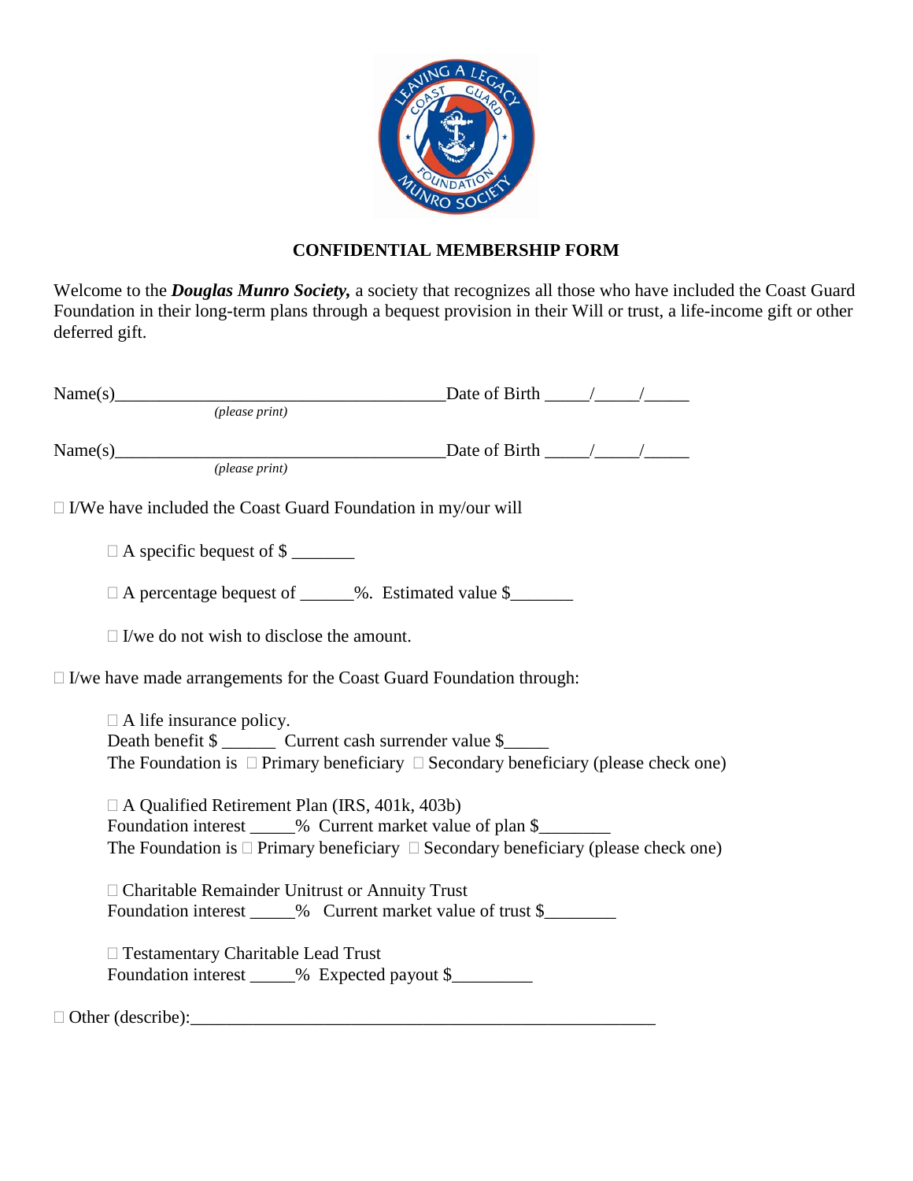# CONFIDENTIAL MEMBERSHIP FORM

Welcome to the ***Douglas Munro Society,*** a society that recognizes all those who have included the Coast Guard Foundation in their long-term plans through a bequest provision in their Will or trust, a life-income gift or other deferred gift.

Name(s)_____________________________________Date of Birth _____/_____/_____
*(please print)*

Name(s)_____________________________________Date of Birth _____/_____/_____
*(please print)*

☐ I/We have included the Coast Guard Foundation in my/our will

☐ A specific bequest of $ _______

☐ A percentage bequest of ______%. Estimated value $_______

☐ I/we do not wish to disclose the amount.

☐ I/we have made arrangements for the Coast Guard Foundation through:

☐ A life insurance policy.
Death benefit $ ______ Current cash surrender value $_____
The Foundation is ☐ Primary beneficiary ☐ Secondary beneficiary (please check one)

☐ A Qualified Retirement Plan (IRS, 401k, 403b)
Foundation interest _____% Current market value of plan $________
The Foundation is ☐ Primary beneficiary ☐ Secondary beneficiary (please check one)

☐ Charitable Remainder Unitrust or Annuity Trust
Foundation interest _____% Current market value of trust $________

☐ Testamentary Charitable Lead Trust
Foundation interest _____% Expected payout $_________

☐ Other (describe):_____________________________________________________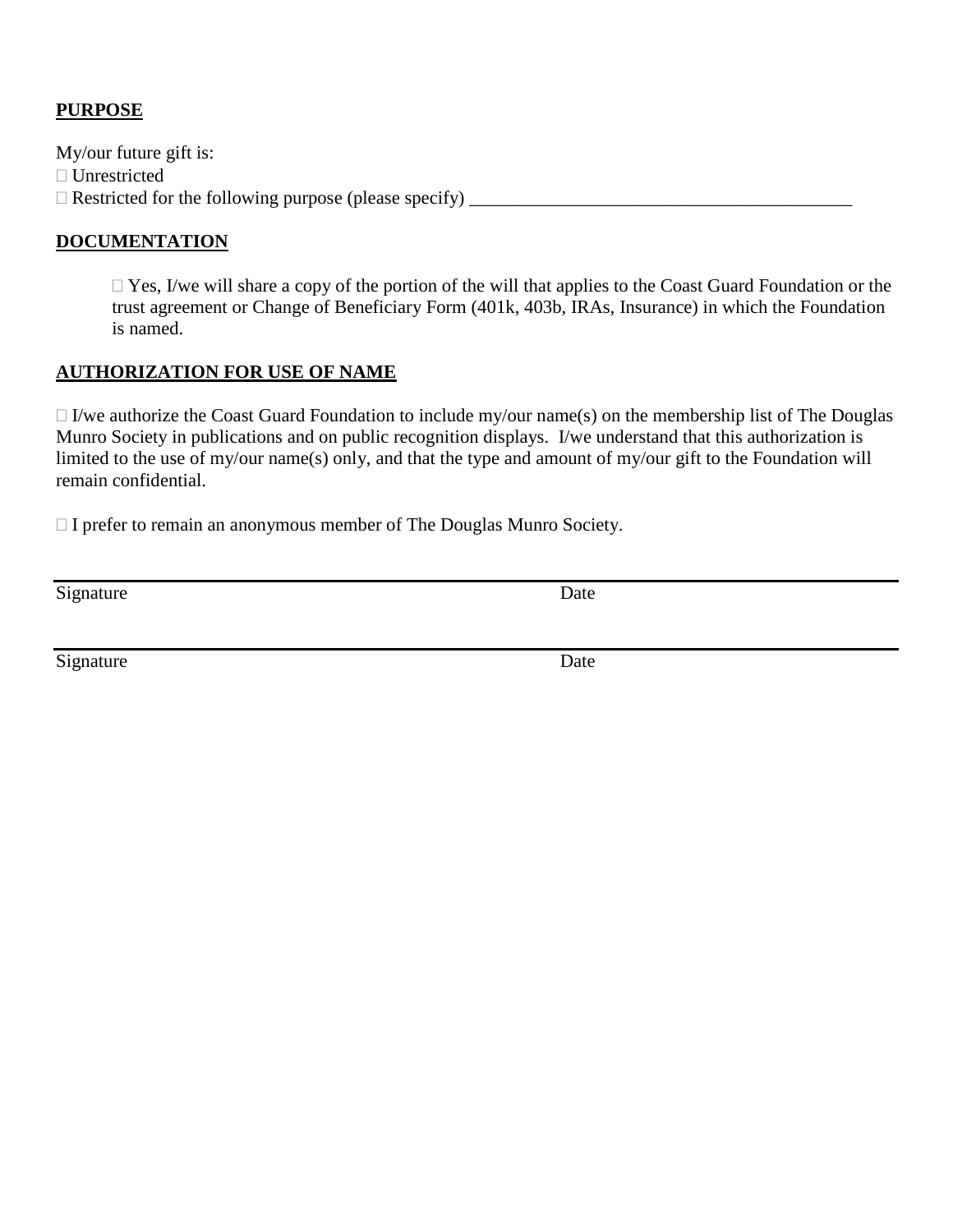**PURPOSE**

My/our future gift is:
☐ Unrestricted
☐ Restricted for the following purpose (please specify) ___________________________________________

**DOCUMENTATION**

> ☐ Yes, I/we will share a copy of the portion of the will that applies to the Coast Guard Foundation or the trust agreement or Change of Beneficiary Form (401k, 403b, IRAs, Insurance) in which the Foundation is named.

**AUTHORIZATION FOR USE OF NAME**

☐ I/we authorize the Coast Guard Foundation to include my/our name(s) on the membership list of The Douglas Munro Society in publications and on public recognition displays. I/we understand that this authorization is limited to the use of my/our name(s) only, and that the type and amount of my/our gift to the Foundation will remain confidential.

☐ I prefer to remain an anonymous member of The Douglas Munro Society.

___________________________________________________________________________

Signature                                                                                    Date

___________________________________________________________________________

Signature                                                                                    Date